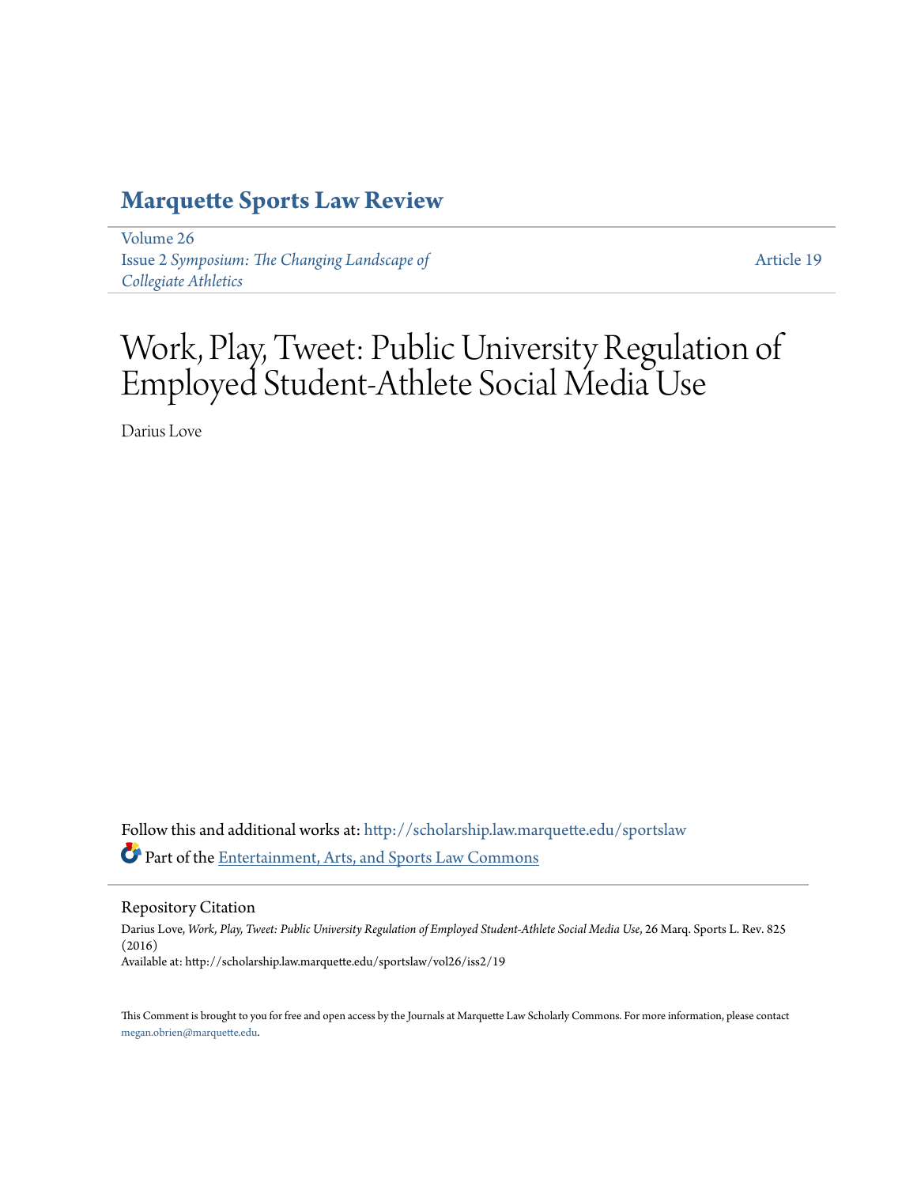# Marquette Sports Law Review

Volume 26
Issue 2 *Symposium: The Changing Landscape of Collegiate Athletics*

Article 19

# Work, Play, Tweet: Public University Regulation of Employed Student-Athlete Social Media Use

Darius Love

Follow this and additional works at: http://scholarship.law.marquette.edu/sportslaw

Part of the Entertainment, Arts, and Sports Law Commons

## Repository Citation

Darius Love, *Work, Play, Tweet: Public University Regulation of Employed Student-Athlete Social Media Use*, 26 Marq. Sports L. Rev. 825 (2016)
Available at: http://scholarship.law.marquette.edu/sportslaw/vol26/iss2/19

This Comment is brought to you for free and open access by the Journals at Marquette Law Scholarly Commons. For more information, please contact megan.obrien@marquette.edu.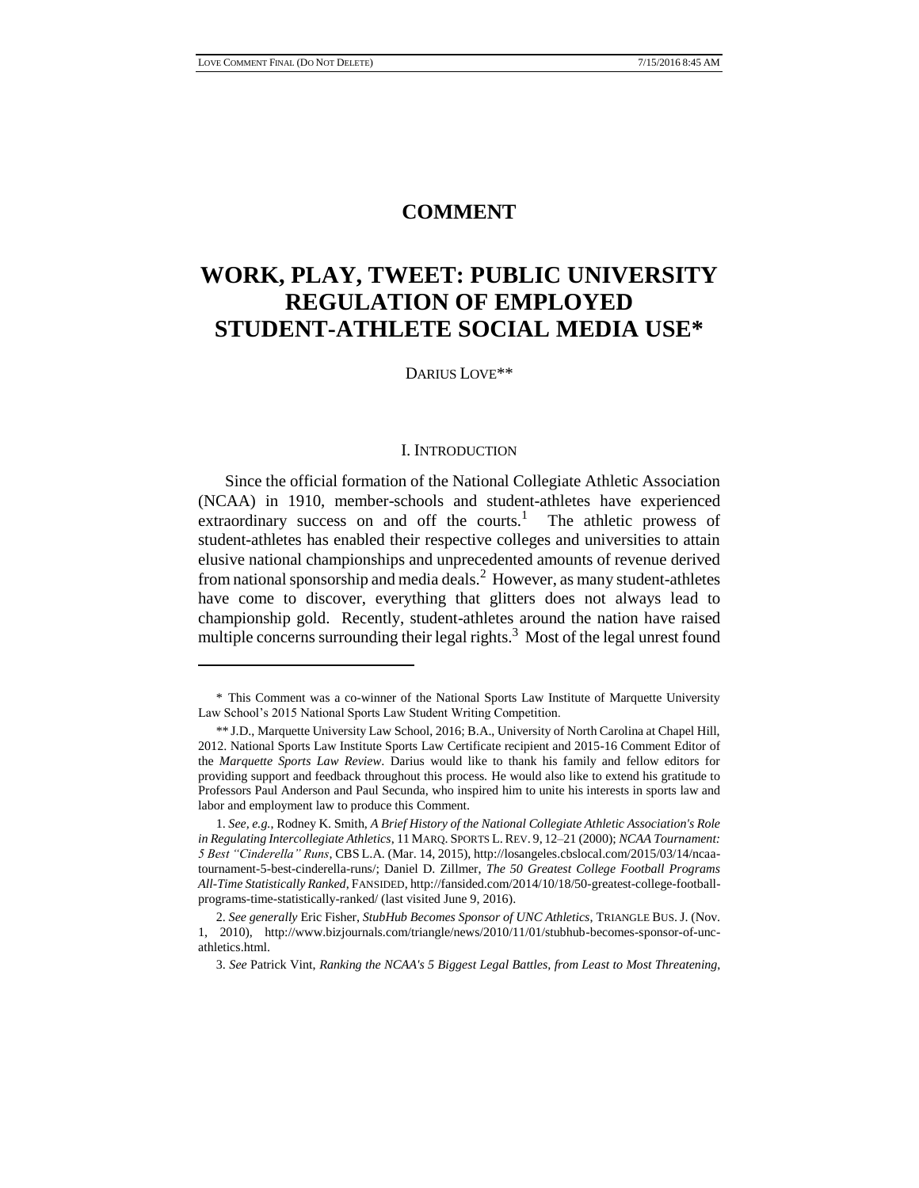# COMMENT

# WORK, PLAY, TWEET: PUBLIC UNIVERSITY REGULATION OF EMPLOYED STUDENT-ATHLETE SOCIAL MEDIA USE*

DARIUS LOVE**

## I. INTRODUCTION

Since the official formation of the National Collegiate Athletic Association (NCAA) in 1910, member-schools and student-athletes have experienced extraordinary success on and off the courts.[1] The athletic prowess of student-athletes has enabled their respective colleges and universities to attain elusive national championships and unprecedented amounts of revenue derived from national sponsorship and media deals.[2] However, as many student-athletes have come to discover, everything that glitters does not always lead to championship gold. Recently, student-athletes around the nation have raised multiple concerns surrounding their legal rights.[3] Most of the legal unrest found

---

\* This Comment was a co-winner of the National Sports Law Institute of Marquette University Law School's 2015 National Sports Law Student Writing Competition.

\** J.D., Marquette University Law School, 2016; B.A., University of North Carolina at Chapel Hill, 2012. National Sports Law Institute Sports Law Certificate recipient and 2015-16 Comment Editor of the *Marquette Sports Law Review*. Darius would like to thank his family and fellow editors for providing support and feedback throughout this process. He would also like to extend his gratitude to Professors Paul Anderson and Paul Secunda, who inspired him to unite his interests in sports law and labor and employment law to produce this Comment.

1. *See, e.g.*, Rodney K. Smith, *A Brief History of the National Collegiate Athletic Association's Role in Regulating Intercollegiate Athletics*, 11 MARQ. SPORTS L. REV. 9, 12–21 (2000); *NCAA Tournament: 5 Best "Cinderella" Runs*, CBS L.A. (Mar. 14, 2015), http://losangeles.cbslocal.com/2015/03/14/ncaa-tournament-5-best-cinderella-runs/; Daniel D. Zillmer, *The 50 Greatest College Football Programs All-Time Statistically Ranked*, FANSIDED, http://fansided.com/2014/10/18/50-greatest-college-football-programs-time-statistically-ranked/ (last visited June 9, 2016).

2. *See generally* Eric Fisher, *StubHub Becomes Sponsor of UNC Athletics*, TRIANGLE BUS. J. (Nov. 1, 2010), http://www.bizjournals.com/triangle/news/2010/11/01/stubhub-becomes-sponsor-of-unc-athletics.html.

3. *See* Patrick Vint, *Ranking the NCAA's 5 Biggest Legal Battles, from Least to Most Threatening*,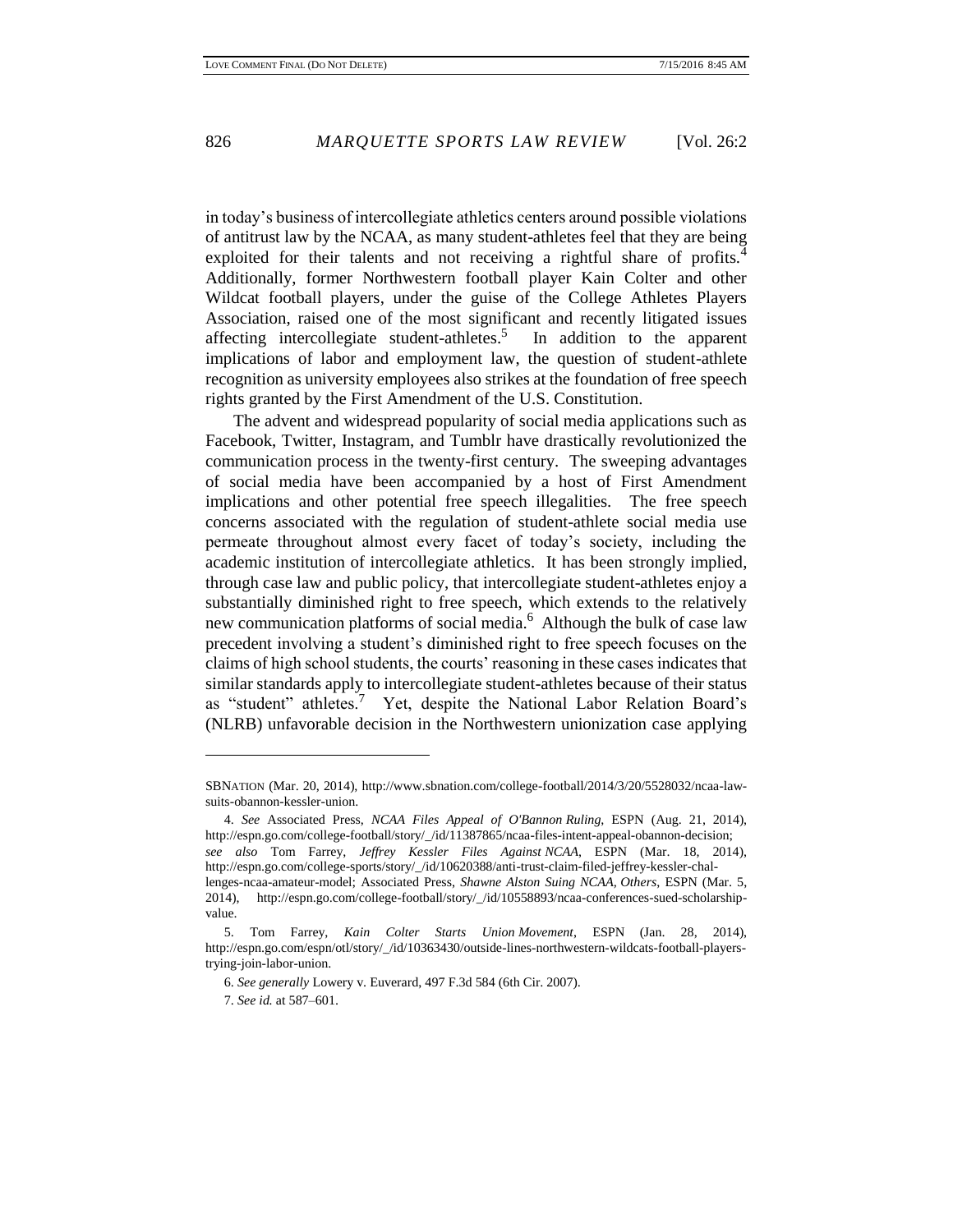in today's business of intercollegiate athletics centers around possible violations of antitrust law by the NCAA, as many student-athletes feel that they are being exploited for their talents and not receiving a rightful share of profits.[4] Additionally, former Northwestern football player Kain Colter and other Wildcat football players, under the guise of the College Athletes Players Association, raised one of the most significant and recently litigated issues affecting intercollegiate student-athletes.[5] In addition to the apparent implications of labor and employment law, the question of student-athlete recognition as university employees also strikes at the foundation of free speech rights granted by the First Amendment of the U.S. Constitution.

The advent and widespread popularity of social media applications such as Facebook, Twitter, Instagram, and Tumblr have drastically revolutionized the communication process in the twenty-first century. The sweeping advantages of social media have been accompanied by a host of First Amendment implications and other potential free speech illegalities. The free speech concerns associated with the regulation of student-athlete social media use permeate throughout almost every facet of today's society, including the academic institution of intercollegiate athletics. It has been strongly implied, through case law and public policy, that intercollegiate student-athletes enjoy a substantially diminished right to free speech, which extends to the relatively new communication platforms of social media.[6] Although the bulk of case law precedent involving a student's diminished right to free speech focuses on the claims of high school students, the courts' reasoning in these cases indicates that similar standards apply to intercollegiate student-athletes because of their status as "student" athletes.[7] Yet, despite the National Labor Relation Board's (NLRB) unfavorable decision in the Northwestern unionization case applying

---

SBNATION (Mar. 20, 2014), http://www.sbnation.com/college-football/2014/3/20/5528032/ncaa-lawsuits-obannon-kessler-union.

4. *See* Associated Press, *NCAA Files Appeal of O'Bannon Ruling*, ESPN (Aug. 21, 2014), http://espn.go.com/college-football/story/_/id/11387865/ncaa-files-intent-appeal-obannon-decision; *see also* Tom Farrey, *Jeffrey Kessler Files Against NCAA*, ESPN (Mar. 18, 2014), http://espn.go.com/college-sports/story/_/id/10620388/anti-trust-claim-filed-jeffrey-kessler-challenges-ncaa-amateur-model; Associated Press, *Shawne Alston Suing NCAA, Others*, ESPN (Mar. 5, 2014), http://espn.go.com/college-football/story/_/id/10558893/ncaa-conferences-sued-scholarship-value.

5. Tom Farrey, *Kain Colter Starts Union Movement*, ESPN (Jan. 28, 2014), http://espn.go.com/espn/otl/story/_/id/10363430/outside-lines-northwestern-wildcats-football-players-trying-join-labor-union.

6. *See generally* Lowery v. Euverard, 497 F.3d 584 (6th Cir. 2007).

7. *See id.* at 587–601.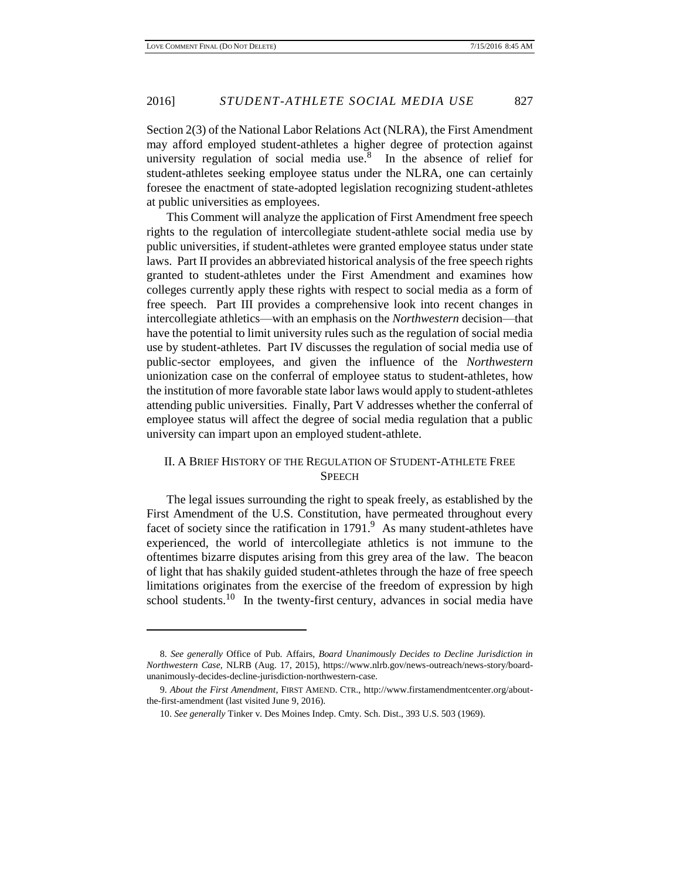Section 2(3) of the National Labor Relations Act (NLRA), the First Amendment may afford employed student-athletes a higher degree of protection against university regulation of social media use.[8] In the absence of relief for student-athletes seeking employee status under the NLRA, one can certainly foresee the enactment of state-adopted legislation recognizing student-athletes at public universities as employees.

This Comment will analyze the application of First Amendment free speech rights to the regulation of intercollegiate student-athlete social media use by public universities, if student-athletes were granted employee status under state laws. Part II provides an abbreviated historical analysis of the free speech rights granted to student-athletes under the First Amendment and examines how colleges currently apply these rights with respect to social media as a form of free speech. Part III provides a comprehensive look into recent changes in intercollegiate athletics—with an emphasis on the *Northwestern* decision—that have the potential to limit university rules such as the regulation of social media use by student-athletes. Part IV discusses the regulation of social media use of public-sector employees, and given the influence of the *Northwestern* unionization case on the conferral of employee status to student-athletes, how the institution of more favorable state labor laws would apply to student-athletes attending public universities. Finally, Part V addresses whether the conferral of employee status will affect the degree of social media regulation that a public university can impart upon an employed student-athlete.

## II. A Brief History of the Regulation of Student-Athlete Free Speech

The legal issues surrounding the right to speak freely, as established by the First Amendment of the U.S. Constitution, have permeated throughout every facet of society since the ratification in 1791.[9] As many student-athletes have experienced, the world of intercollegiate athletics is not immune to the oftentimes bizarre disputes arising from this grey area of the law. The beacon of light that has shakily guided student-athletes through the haze of free speech limitations originates from the exercise of the freedom of expression by high school students.[10] In the twenty-first century, advances in social media have

---

8. *See generally* Office of Pub. Affairs, *Board Unanimously Decides to Decline Jurisdiction in Northwestern Case*, NLRB (Aug. 17, 2015), https://www.nlrb.gov/news-outreach/news-story/board-unanimously-decides-decline-jurisdiction-northwestern-case.

9. *About the First Amendment*, FIRST AMEND. CTR., http://www.firstamendmentcenter.org/about-the-first-amendment (last visited June 9, 2016).

10. *See generally* Tinker v. Des Moines Indep. Cmty. Sch. Dist., 393 U.S. 503 (1969).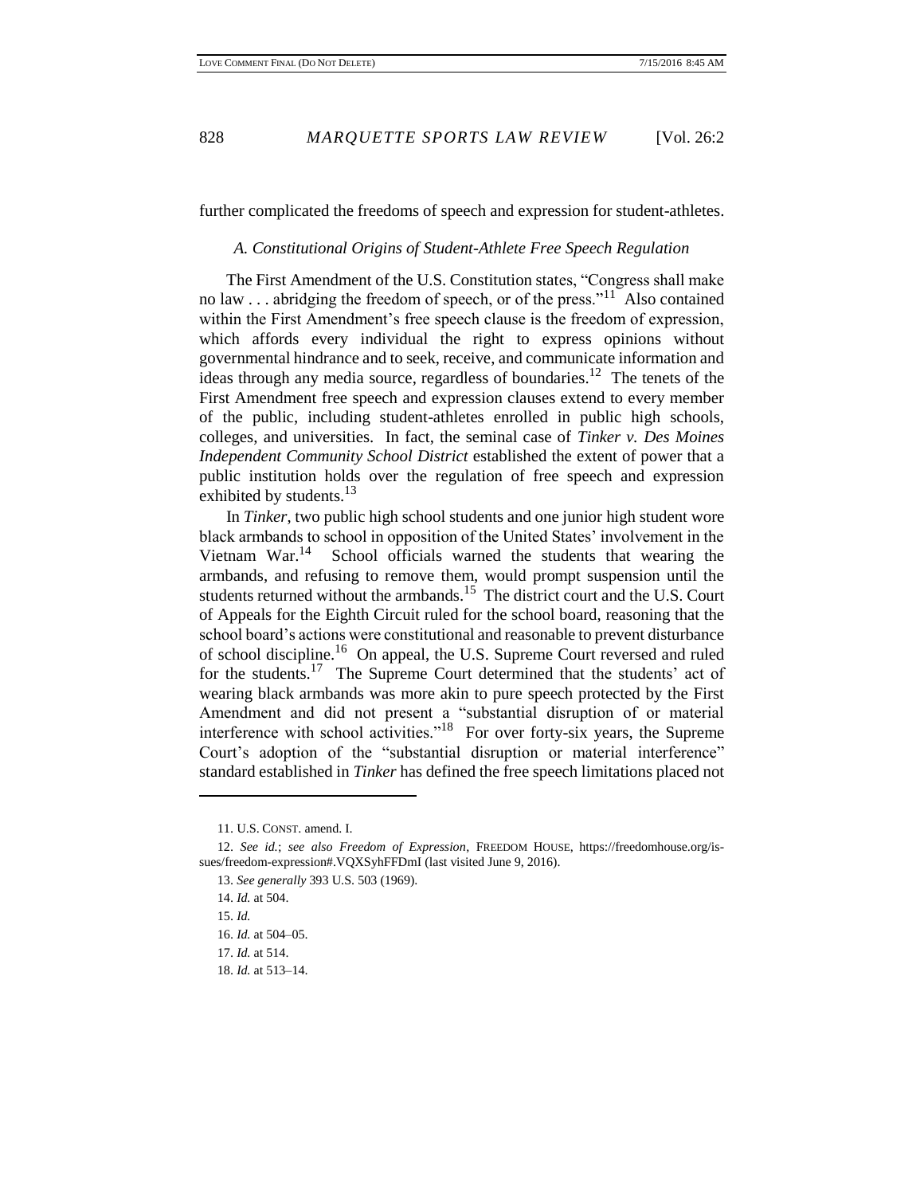further complicated the freedoms of speech and expression for student-athletes.

### *A. Constitutional Origins of Student-Athlete Free Speech Regulation*

The First Amendment of the U.S. Constitution states, "Congress shall make no law . . . abridging the freedom of speech, or of the press."[11] Also contained within the First Amendment's free speech clause is the freedom of expression, which affords every individual the right to express opinions without governmental hindrance and to seek, receive, and communicate information and ideas through any media source, regardless of boundaries.[12] The tenets of the First Amendment free speech and expression clauses extend to every member of the public, including student-athletes enrolled in public high schools, colleges, and universities. In fact, the seminal case of *Tinker v. Des Moines Independent Community School District* established the extent of power that a public institution holds over the regulation of free speech and expression exhibited by students.[13]

In *Tinker*, two public high school students and one junior high student wore black armbands to school in opposition of the United States' involvement in the Vietnam War.[14] School officials warned the students that wearing the armbands, and refusing to remove them, would prompt suspension until the students returned without the armbands.[15] The district court and the U.S. Court of Appeals for the Eighth Circuit ruled for the school board, reasoning that the school board's actions were constitutional and reasonable to prevent disturbance of school discipline.[16] On appeal, the U.S. Supreme Court reversed and ruled for the students.[17] The Supreme Court determined that the students' act of wearing black armbands was more akin to pure speech protected by the First Amendment and did not present a "substantial disruption of or material interference with school activities."[18] For over forty-six years, the Supreme Court's adoption of the "substantial disruption or material interference" standard established in *Tinker* has defined the free speech limitations placed not

---

11. U.S. CONST. amend. I.

12. *See id.*; *see also Freedom of Expression*, FREEDOM HOUSE, https://freedomhouse.org/issues/freedom-expression#.VQXSyhFFDmI (last visited June 9, 2016).

13. *See generally* 393 U.S. 503 (1969).

14. *Id.* at 504.

15. *Id.*

16. *Id.* at 504–05.

17. *Id.* at 514.

18. *Id.* at 513–14.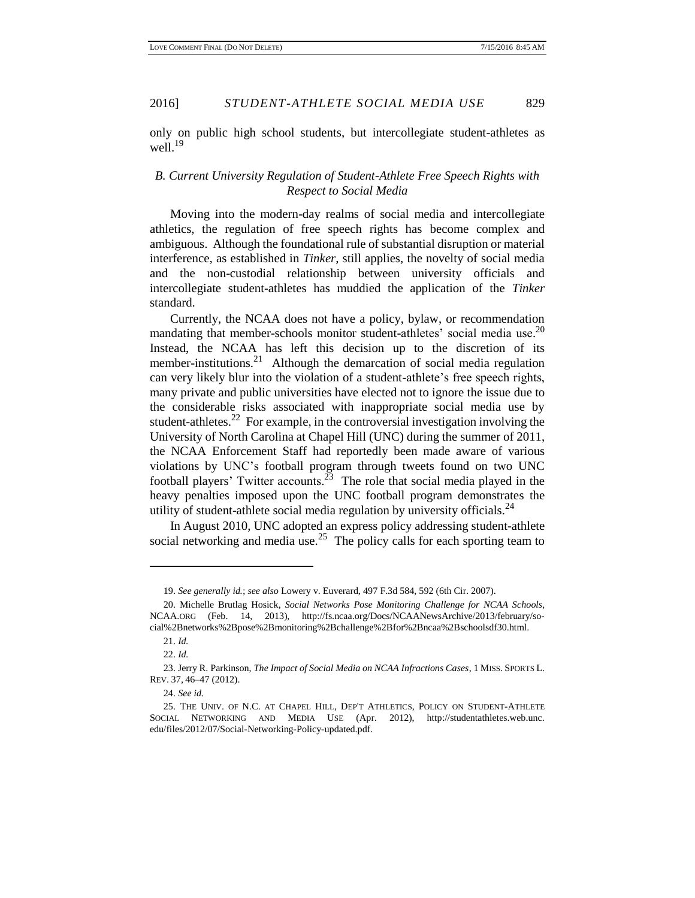only on public high school students, but intercollegiate student-athletes as well.[19]

### *B. Current University Regulation of Student-Athlete Free Speech Rights with Respect to Social Media*

Moving into the modern-day realms of social media and intercollegiate athletics, the regulation of free speech rights has become complex and ambiguous. Although the foundational rule of substantial disruption or material interference, as established in *Tinker*, still applies, the novelty of social media and the non-custodial relationship between university officials and intercollegiate student-athletes has muddied the application of the *Tinker* standard.

Currently, the NCAA does not have a policy, bylaw, or recommendation mandating that member-schools monitor student-athletes' social media use.[20] Instead, the NCAA has left this decision up to the discretion of its member-institutions.[21] Although the demarcation of social media regulation can very likely blur into the violation of a student-athlete's free speech rights, many private and public universities have elected not to ignore the issue due to the considerable risks associated with inappropriate social media use by student-athletes.[22] For example, in the controversial investigation involving the University of North Carolina at Chapel Hill (UNC) during the summer of 2011, the NCAA Enforcement Staff had reportedly been made aware of various violations by UNC's football program through tweets found on two UNC football players' Twitter accounts.[23] The role that social media played in the heavy penalties imposed upon the UNC football program demonstrates the utility of student-athlete social media regulation by university officials.[24]

In August 2010, UNC adopted an express policy addressing student-athlete social networking and media use.[25] The policy calls for each sporting team to

---

19. *See generally id.*; *see also* Lowery v. Euverard, 497 F.3d 584, 592 (6th Cir. 2007).

20. Michelle Brutlag Hosick, *Social Networks Pose Monitoring Challenge for NCAA Schools*, NCAA.ORG (Feb. 14, 2013), http://fs.ncaa.org/Docs/NCAANewsArchive/2013/february/social%2Bnetworks%2Bpose%2Bmonitoring%2Bchallenge%2Bfor%2Bncaa%2Bschoolsdf30.html.

21. *Id.*

22. *Id.*

23. Jerry R. Parkinson, *The Impact of Social Media on NCAA Infractions Cases*, 1 MISS. SPORTS L. REV. 37, 46–47 (2012).

24. *See id.*

25. THE UNIV. OF N.C. AT CHAPEL HILL, DEP'T ATHLETICS, POLICY ON STUDENT-ATHLETE SOCIAL NETWORKING AND MEDIA USE (Apr. 2012), http://studentathletes.web.unc.edu/files/2012/07/Social-Networking-Policy-updated.pdf.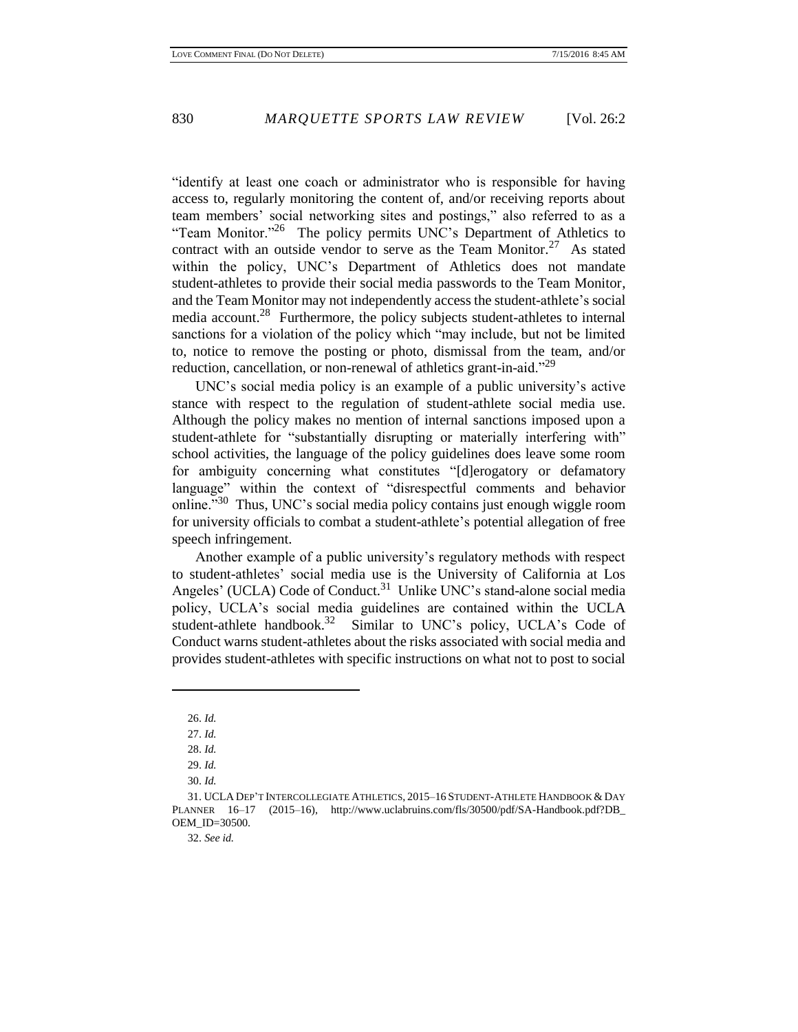"identify at least one coach or administrator who is responsible for having access to, regularly monitoring the content of, and/or receiving reports about team members' social networking sites and postings," also referred to as a "Team Monitor."[26] The policy permits UNC's Department of Athletics to contract with an outside vendor to serve as the Team Monitor.[27] As stated within the policy, UNC's Department of Athletics does not mandate student-athletes to provide their social media passwords to the Team Monitor, and the Team Monitor may not independently access the student-athlete's social media account.[28] Furthermore, the policy subjects student-athletes to internal sanctions for a violation of the policy which "may include, but not be limited to, notice to remove the posting or photo, dismissal from the team, and/or reduction, cancellation, or non-renewal of athletics grant-in-aid."[29]

UNC's social media policy is an example of a public university's active stance with respect to the regulation of student-athlete social media use. Although the policy makes no mention of internal sanctions imposed upon a student-athlete for "substantially disrupting or materially interfering with" school activities, the language of the policy guidelines does leave some room for ambiguity concerning what constitutes "[d]erogatory or defamatory language" within the context of "disrespectful comments and behavior online."[30] Thus, UNC's social media policy contains just enough wiggle room for university officials to combat a student-athlete's potential allegation of free speech infringement.

Another example of a public university's regulatory methods with respect to student-athletes' social media use is the University of California at Los Angeles' (UCLA) Code of Conduct.[31] Unlike UNC's stand-alone social media policy, UCLA's social media guidelines are contained within the UCLA student-athlete handbook.[32] Similar to UNC's policy, UCLA's Code of Conduct warns student-athletes about the risks associated with social media and provides student-athletes with specific instructions on what not to post to social

---

26. *Id.*

27. *Id.*

28. *Id.*

29. *Id.*

30. *Id.*

31. UCLA DEP'T INTERCOLLEGIATE ATHLETICS, 2015–16 STUDENT-ATHLETE HANDBOOK & DAY PLANNER 16–17 (2015–16), http://www.uclabruins.com/fls/30500/pdf/SA-Handbook.pdf?DB_OEM_ID=30500.

32. *See id.*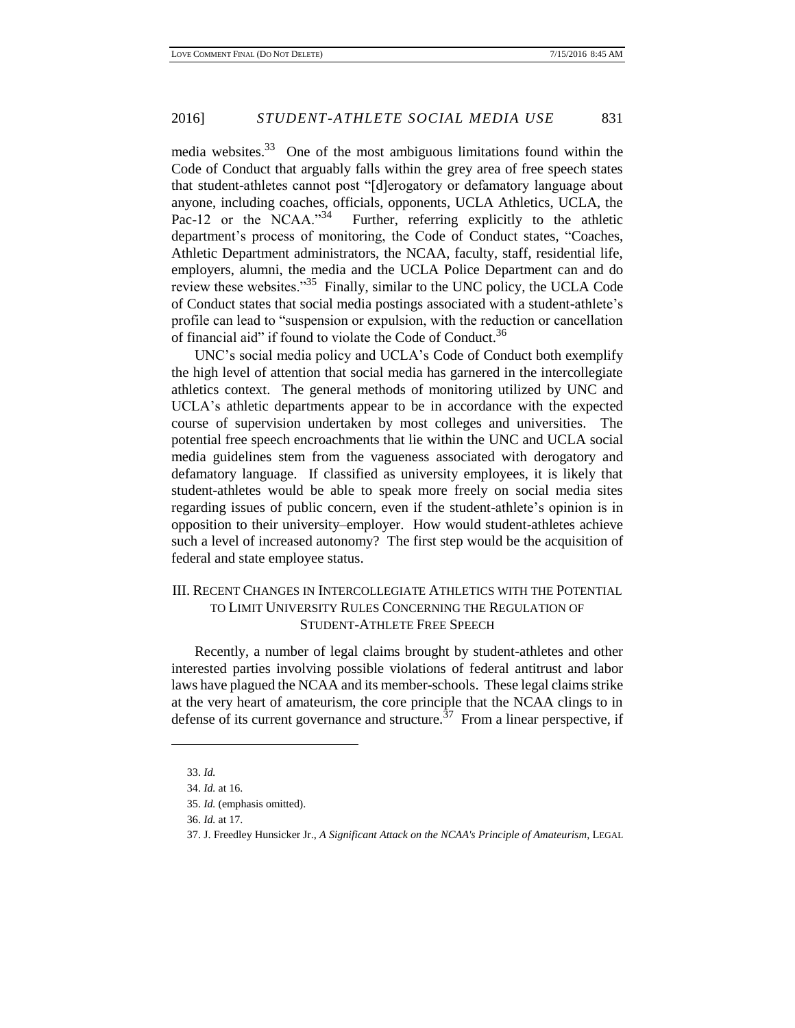media websites.[33] One of the most ambiguous limitations found within the Code of Conduct that arguably falls within the grey area of free speech states that student-athletes cannot post "[d]erogatory or defamatory language about anyone, including coaches, officials, opponents, UCLA Athletics, UCLA, the Pac-12 or the NCAA."[34] Further, referring explicitly to the athletic department's process of monitoring, the Code of Conduct states, "Coaches, Athletic Department administrators, the NCAA, faculty, staff, residential life, employers, alumni, the media and the UCLA Police Department can and do review these websites."[35] Finally, similar to the UNC policy, the UCLA Code of Conduct states that social media postings associated with a student-athlete's profile can lead to "suspension or expulsion, with the reduction or cancellation of financial aid" if found to violate the Code of Conduct.[36]

UNC's social media policy and UCLA's Code of Conduct both exemplify the high level of attention that social media has garnered in the intercollegiate athletics context. The general methods of monitoring utilized by UNC and UCLA's athletic departments appear to be in accordance with the expected course of supervision undertaken by most colleges and universities. The potential free speech encroachments that lie within the UNC and UCLA social media guidelines stem from the vagueness associated with derogatory and defamatory language. If classified as university employees, it is likely that student-athletes would be able to speak more freely on social media sites regarding issues of public concern, even if the student-athlete's opinion is in opposition to their university–employer. How would student-athletes achieve such a level of increased autonomy? The first step would be the acquisition of federal and state employee status.

## III. Recent Changes in Intercollegiate Athletics with the Potential to Limit University Rules Concerning the Regulation of Student-Athlete Free Speech

Recently, a number of legal claims brought by student-athletes and other interested parties involving possible violations of federal antitrust and labor laws have plagued the NCAA and its member-schools. These legal claims strike at the very heart of amateurism, the core principle that the NCAA clings to in defense of its current governance and structure.[37] From a linear perspective, if

---

33. *Id.*

34. *Id.* at 16.

35. *Id.* (emphasis omitted).

36. *Id.* at 17.

37. J. Freedley Hunsicker Jr., *A Significant Attack on the NCAA's Principle of Amateurism*, LEGAL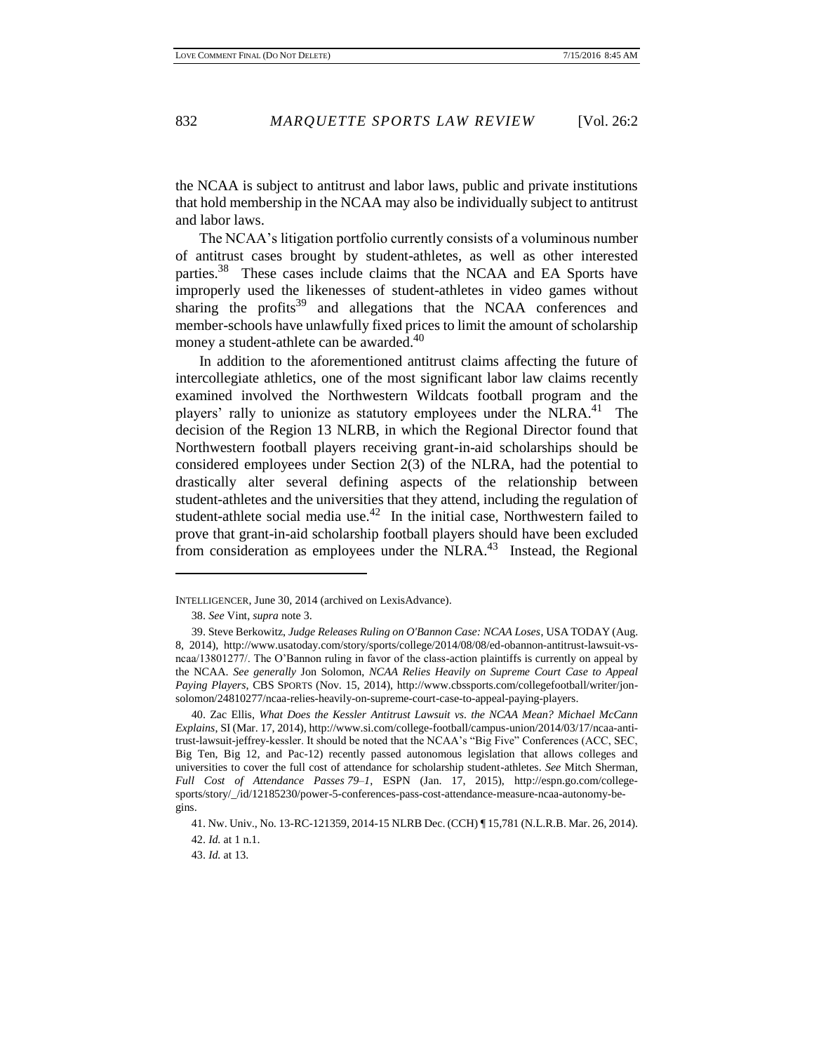the NCAA is subject to antitrust and labor laws, public and private institutions that hold membership in the NCAA may also be individually subject to antitrust and labor laws.

The NCAA's litigation portfolio currently consists of a voluminous number of antitrust cases brought by student-athletes, as well as other interested parties.[38] These cases include claims that the NCAA and EA Sports have improperly used the likenesses of student-athletes in video games without sharing the profits[39] and allegations that the NCAA conferences and member-schools have unlawfully fixed prices to limit the amount of scholarship money a student-athlete can be awarded.[40]

In addition to the aforementioned antitrust claims affecting the future of intercollegiate athletics, one of the most significant labor law claims recently examined involved the Northwestern Wildcats football program and the players' rally to unionize as statutory employees under the NLRA.[41] The decision of the Region 13 NLRB, in which the Regional Director found that Northwestern football players receiving grant-in-aid scholarships should be considered employees under Section 2(3) of the NLRA, had the potential to drastically alter several defining aspects of the relationship between student-athletes and the universities that they attend, including the regulation of student-athlete social media use.[42] In the initial case, Northwestern failed to prove that grant-in-aid scholarship football players should have been excluded from consideration as employees under the NLRA.[43] Instead, the Regional

---

INTELLIGENCER, June 30, 2014 (archived on LexisAdvance).

38. *See* Vint, *supra* note 3.

39. Steve Berkowitz, *Judge Releases Ruling on O'Bannon Case: NCAA Loses*, USA TODAY (Aug. 8, 2014), http://www.usatoday.com/story/sports/college/2014/08/08/ed-obannon-antitrust-lawsuit-vs-ncaa/13801277/. The O'Bannon ruling in favor of the class-action plaintiffs is currently on appeal by the NCAA. *See generally* Jon Solomon, *NCAA Relies Heavily on Supreme Court Case to Appeal Paying Players*, CBS SPORTS (Nov. 15, 2014), http://www.cbssports.com/collegefootball/writer/jon-solomon/24810277/ncaa-relies-heavily-on-supreme-court-case-to-appeal-paying-players.

40. Zac Ellis, *What Does the Kessler Antitrust Lawsuit vs. the NCAA Mean? Michael McCann Explains*, SI (Mar. 17, 2014), http://www.si.com/college-football/campus-union/2014/03/17/ncaa-anti-trust-lawsuit-jeffrey-kessler. It should be noted that the NCAA's "Big Five" Conferences (ACC, SEC, Big Ten, Big 12, and Pac-12) recently passed autonomous legislation that allows colleges and universities to cover the full cost of attendance for scholarship student-athletes. *See* Mitch Sherman, *Full Cost of Attendance Passes 79–1*, ESPN (Jan. 17, 2015), http://espn.go.com/college-sports/story/_/id/12185230/power-5-conferences-pass-cost-attendance-measure-ncaa-autonomy-begins.

41. Nw. Univ., No. 13-RC-121359, 2014-15 NLRB Dec. (CCH) ¶ 15,781 (N.L.R.B. Mar. 26, 2014).

42. *Id.* at 1 n.1.

43. *Id.* at 13.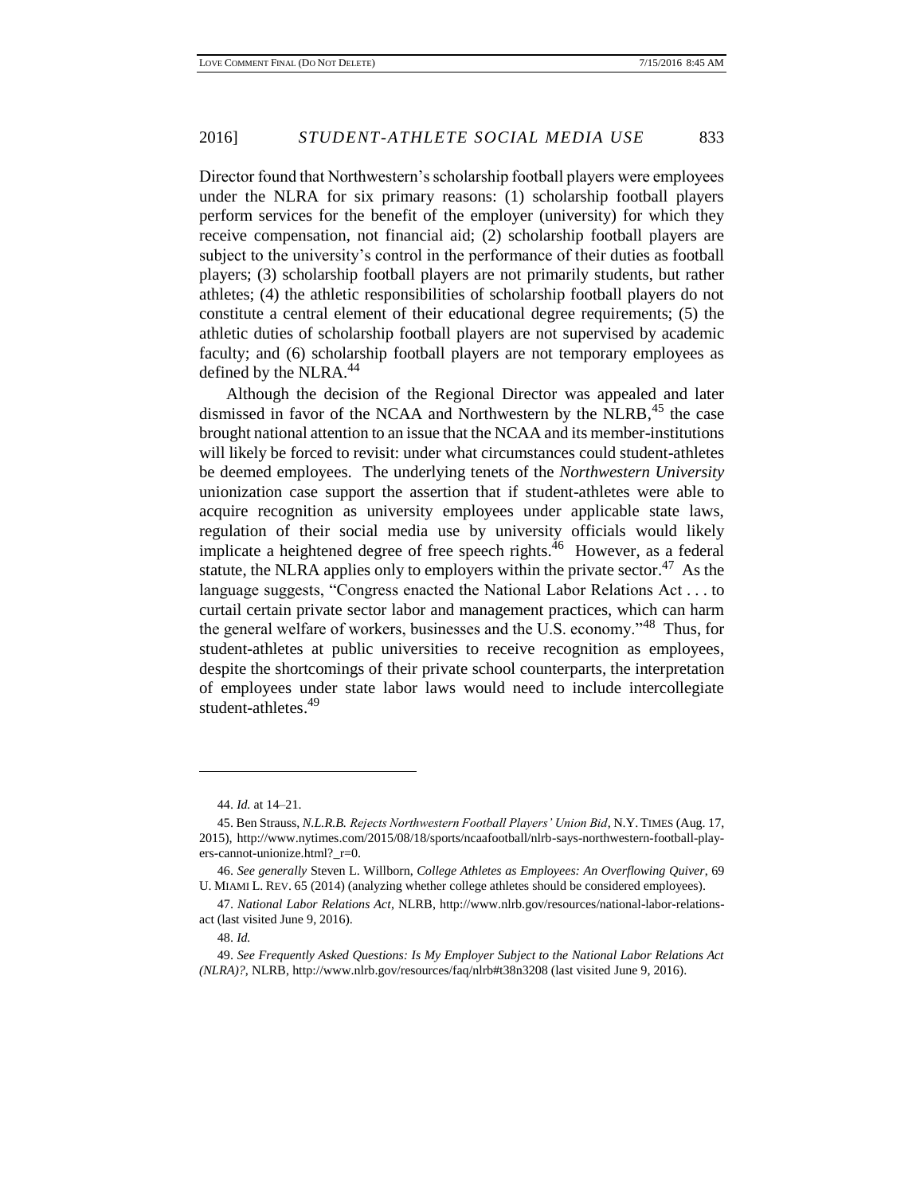Director found that Northwestern's scholarship football players were employees under the NLRA for six primary reasons: (1) scholarship football players perform services for the benefit of the employer (university) for which they receive compensation, not financial aid; (2) scholarship football players are subject to the university's control in the performance of their duties as football players; (3) scholarship football players are not primarily students, but rather athletes; (4) the athletic responsibilities of scholarship football players do not constitute a central element of their educational degree requirements; (5) the athletic duties of scholarship football players are not supervised by academic faculty; and (6) scholarship football players are not temporary employees as defined by the NLRA.[44]

Although the decision of the Regional Director was appealed and later dismissed in favor of the NCAA and Northwestern by the NLRB,[45] the case brought national attention to an issue that the NCAA and its member-institutions will likely be forced to revisit: under what circumstances could student-athletes be deemed employees. The underlying tenets of the *Northwestern University* unionization case support the assertion that if student-athletes were able to acquire recognition as university employees under applicable state laws, regulation of their social media use by university officials would likely implicate a heightened degree of free speech rights.[46] However, as a federal statute, the NLRA applies only to employers within the private sector.[47] As the language suggests, "Congress enacted the National Labor Relations Act . . . to curtail certain private sector labor and management practices, which can harm the general welfare of workers, businesses and the U.S. economy."[48] Thus, for student-athletes at public universities to receive recognition as employees, despite the shortcomings of their private school counterparts, the interpretation of employees under state labor laws would need to include intercollegiate student-athletes.[49]

---

44. *Id.* at 14–21.

45. Ben Strauss, *N.L.R.B. Rejects Northwestern Football Players' Union Bid*, N.Y. TIMES (Aug. 17, 2015), http://www.nytimes.com/2015/08/18/sports/ncaafootball/nlrb-says-northwestern-football-players-cannot-unionize.html?_r=0.

46. *See generally* Steven L. Willborn, *College Athletes as Employees: An Overflowing Quiver*, 69 U. MIAMI L. REV. 65 (2014) (analyzing whether college athletes should be considered employees).

47. *National Labor Relations Act*, NLRB, http://www.nlrb.gov/resources/national-labor-relations-act (last visited June 9, 2016).

48. *Id.*

49. *See Frequently Asked Questions: Is My Employer Subject to the National Labor Relations Act (NLRA)?*, NLRB, http://www.nlrb.gov/resources/faq/nlrb#t38n3208 (last visited June 9, 2016).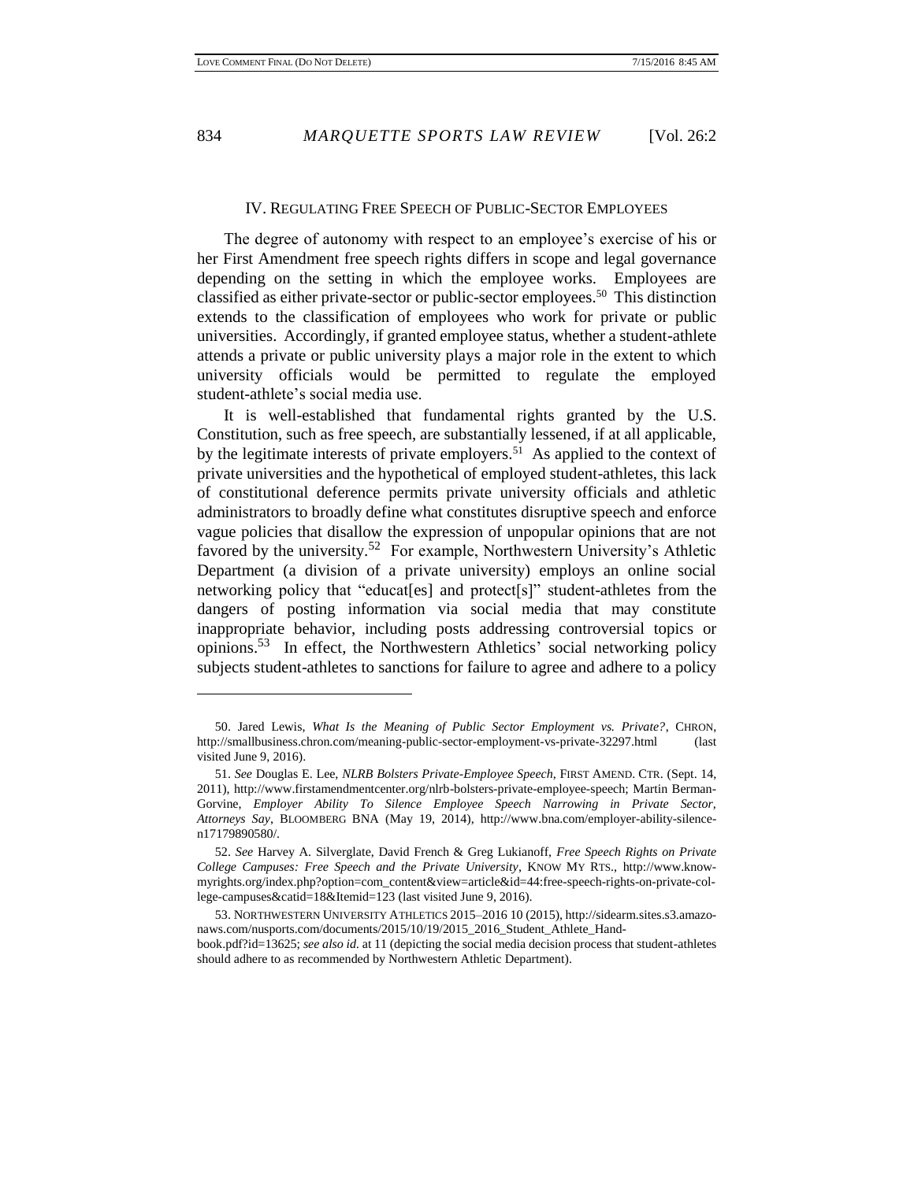## IV. REGULATING FREE SPEECH OF PUBLIC-SECTOR EMPLOYEES

The degree of autonomy with respect to an employee's exercise of his or her First Amendment free speech rights differs in scope and legal governance depending on the setting in which the employee works. Employees are classified as either private-sector or public-sector employees.[50] This distinction extends to the classification of employees who work for private or public universities. Accordingly, if granted employee status, whether a student-athlete attends a private or public university plays a major role in the extent to which university officials would be permitted to regulate the employed student-athlete's social media use.

It is well-established that fundamental rights granted by the U.S. Constitution, such as free speech, are substantially lessened, if at all applicable, by the legitimate interests of private employers.[51] As applied to the context of private universities and the hypothetical of employed student-athletes, this lack of constitutional deference permits private university officials and athletic administrators to broadly define what constitutes disruptive speech and enforce vague policies that disallow the expression of unpopular opinions that are not favored by the university.[52] For example, Northwestern University's Athletic Department (a division of a private university) employs an online social networking policy that "educat[es] and protect[s]" student-athletes from the dangers of posting information via social media that may constitute inappropriate behavior, including posts addressing controversial topics or opinions.[53] In effect, the Northwestern Athletics' social networking policy subjects student-athletes to sanctions for failure to agree and adhere to a policy

---

50. Jared Lewis, *What Is the Meaning of Public Sector Employment vs. Private?*, CHRON, http://smallbusiness.chron.com/meaning-public-sector-employment-vs-private-32297.html (last visited June 9, 2016).

51. *See* Douglas E. Lee, *NLRB Bolsters Private-Employee Speech*, FIRST AMEND. CTR. (Sept. 14, 2011), http://www.firstamendmentcenter.org/nlrb-bolsters-private-employee-speech; Martin Berman-Gorvine, *Employer Ability To Silence Employee Speech Narrowing in Private Sector, Attorneys Say*, BLOOMBERG BNA (May 19, 2014), http://www.bna.com/employer-ability-silence-n17179890580/.

52. *See* Harvey A. Silverglate, David French & Greg Lukianoff, *Free Speech Rights on Private College Campuses: Free Speech and the Private University*, KNOW MY RTS., http://www.knowmyrights.org/index.php?option=com_content&view=article&id=44:free-speech-rights-on-private-college-campuses&catid=18&Itemid=123 (last visited June 9, 2016).

53. NORTHWESTERN UNIVERSITY ATHLETICS 2015–2016 10 (2015), http://sidearm.sites.s3.amazonaws.com/nusports.com/documents/2015/10/19/2015_2016_Student_Athlete_Handbook.pdf?id=13625; *see also id.* at 11 (depicting the social media decision process that student-athletes should adhere to as recommended by Northwestern Athletic Department).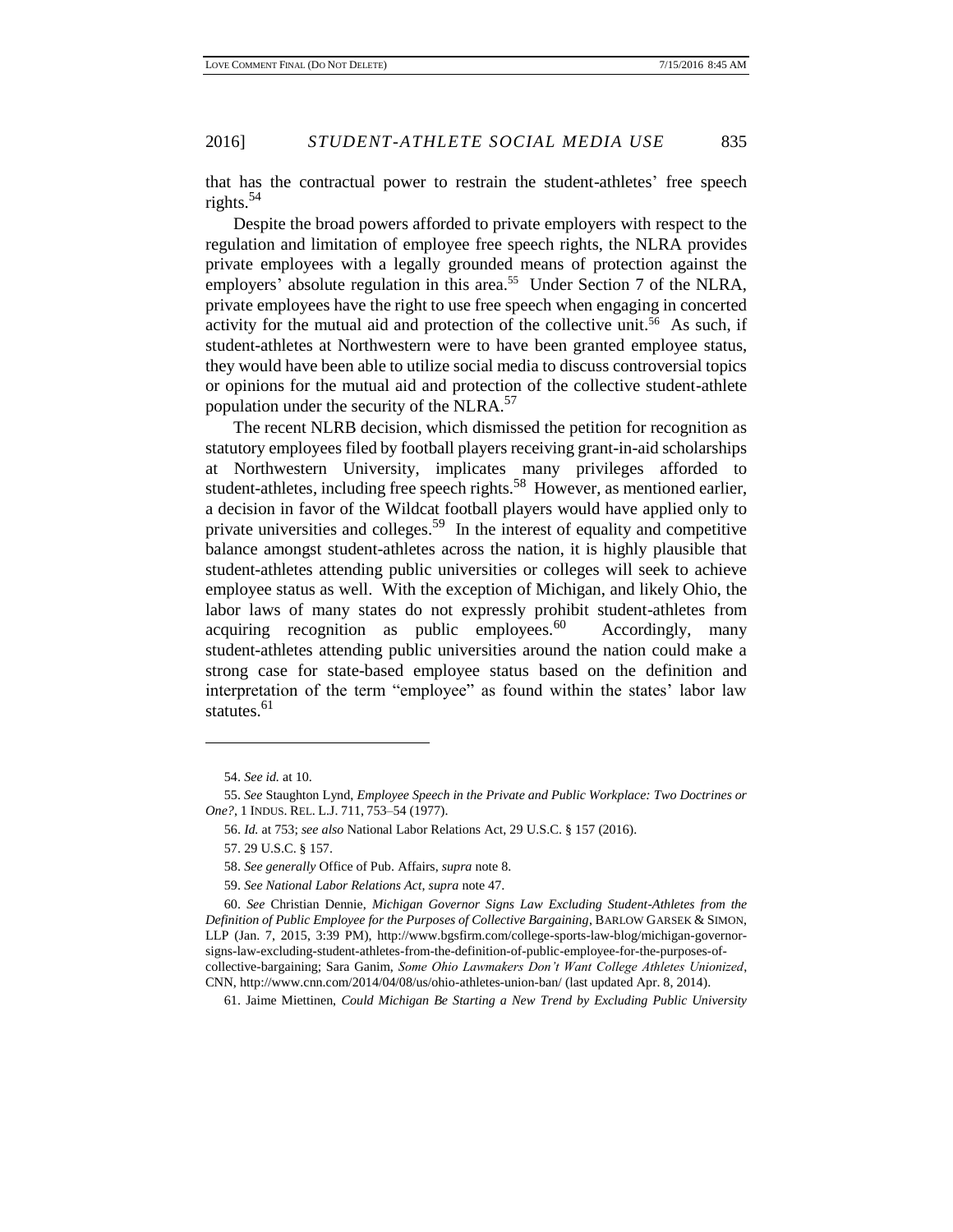that has the contractual power to restrain the student-athletes' free speech rights.[54]

Despite the broad powers afforded to private employers with respect to the regulation and limitation of employee free speech rights, the NLRA provides private employees with a legally grounded means of protection against the employers' absolute regulation in this area.[55] Under Section 7 of the NLRA, private employees have the right to use free speech when engaging in concerted activity for the mutual aid and protection of the collective unit.[56] As such, if student-athletes at Northwestern were to have been granted employee status, they would have been able to utilize social media to discuss controversial topics or opinions for the mutual aid and protection of the collective student-athlete population under the security of the NLRA.[57]

The recent NLRB decision, which dismissed the petition for recognition as statutory employees filed by football players receiving grant-in-aid scholarships at Northwestern University, implicates many privileges afforded to student-athletes, including free speech rights.[58] However, as mentioned earlier, a decision in favor of the Wildcat football players would have applied only to private universities and colleges.[59] In the interest of equality and competitive balance amongst student-athletes across the nation, it is highly plausible that student-athletes attending public universities or colleges will seek to achieve employee status as well. With the exception of Michigan, and likely Ohio, the labor laws of many states do not expressly prohibit student-athletes from acquiring recognition as public employees.[60] Accordingly, many student-athletes attending public universities around the nation could make a strong case for state-based employee status based on the definition and interpretation of the term "employee" as found within the states' labor law statutes.[61]

---

54. *See id.* at 10.

55. *See* Staughton Lynd, *Employee Speech in the Private and Public Workplace: Two Doctrines or One?*, 1 INDUS. REL. L.J. 711, 753–54 (1977).

56. *Id.* at 753; *see also* National Labor Relations Act, 29 U.S.C. § 157 (2016).

57. 29 U.S.C. § 157.

58. *See generally* Office of Pub. Affairs, *supra* note 8.

59. *See National Labor Relations Act*, *supra* note 47.

60. *See* Christian Dennie, *Michigan Governor Signs Law Excluding Student-Athletes from the Definition of Public Employee for the Purposes of Collective Bargaining*, BARLOW GARSEK & SIMON, LLP (Jan. 7, 2015, 3:39 PM), http://www.bgsfirm.com/college-sports-law-blog/michigan-governor-signs-law-excluding-student-athletes-from-the-definition-of-public-employee-for-the-purposes-of-collective-bargaining; Sara Ganim, *Some Ohio Lawmakers Don't Want College Athletes Unionized*, CNN, http://www.cnn.com/2014/04/08/us/ohio-athletes-union-ban/ (last updated Apr. 8, 2014).

61. Jaime Miettinen, *Could Michigan Be Starting a New Trend by Excluding Public University*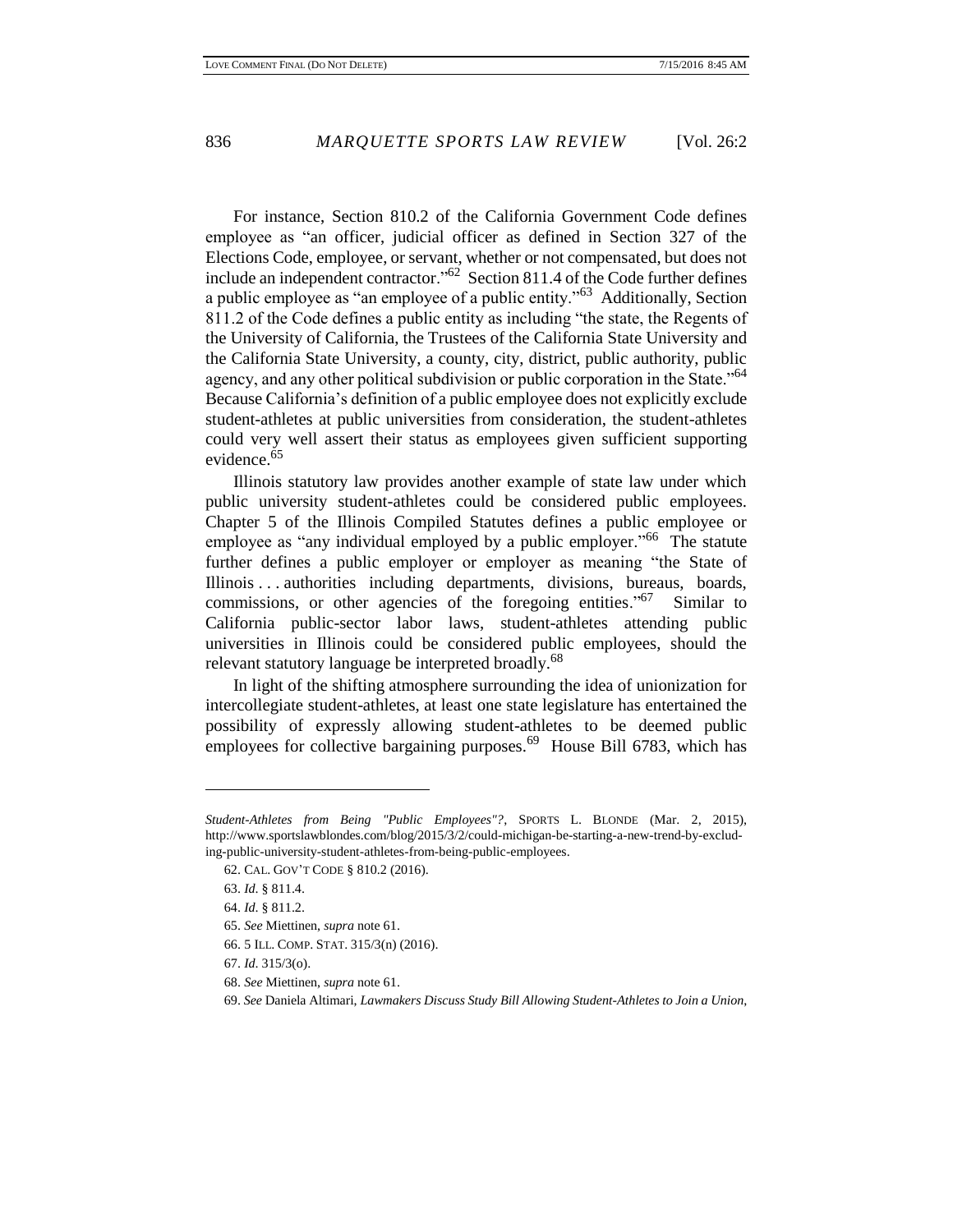For instance, Section 810.2 of the California Government Code defines employee as "an officer, judicial officer as defined in Section 327 of the Elections Code, employee, or servant, whether or not compensated, but does not include an independent contractor."[62] Section 811.4 of the Code further defines a public employee as "an employee of a public entity."[63] Additionally, Section 811.2 of the Code defines a public entity as including "the state, the Regents of the University of California, the Trustees of the California State University and the California State University, a county, city, district, public authority, public agency, and any other political subdivision or public corporation in the State."[64] Because California's definition of a public employee does not explicitly exclude student-athletes at public universities from consideration, the student-athletes could very well assert their status as employees given sufficient supporting evidence.[65]

Illinois statutory law provides another example of state law under which public university student-athletes could be considered public employees. Chapter 5 of the Illinois Compiled Statutes defines a public employee or employee as "any individual employed by a public employer."[66] The statute further defines a public employer or employer as meaning "the State of Illinois . . . authorities including departments, divisions, bureaus, boards, commissions, or other agencies of the foregoing entities."[67] Similar to California public-sector labor laws, student-athletes attending public universities in Illinois could be considered public employees, should the relevant statutory language be interpreted broadly.[68]

In light of the shifting atmosphere surrounding the idea of unionization for intercollegiate student-athletes, at least one state legislature has entertained the possibility of expressly allowing student-athletes to be deemed public employees for collective bargaining purposes.[69] House Bill 6783, which has

---

*Student-Athletes from Being "Public Employees"?*, SPORTS L. BLONDE (Mar. 2, 2015), http://www.sportslawblondes.com/blog/2015/3/2/could-michigan-be-starting-a-new-trend-by-excluding-public-university-student-athletes-from-being-public-employees.

62. CAL. GOV'T CODE § 810.2 (2016).

63. *Id.* § 811.4.

64. *Id.* § 811.2.

65. *See* Miettinen, *supra* note 61.

66. 5 ILL. COMP. STAT. 315/3(n) (2016).

67. *Id.* 315/3(o).

68. *See* Miettinen, *supra* note 61.

69. *See* Daniela Altimari, *Lawmakers Discuss Study Bill Allowing Student-Athletes to Join a Union*,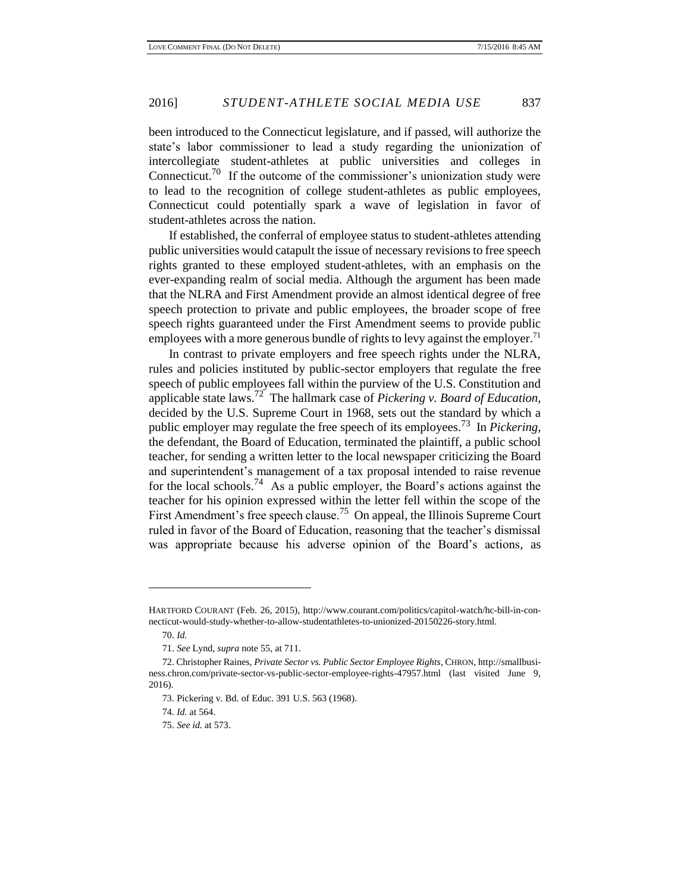been introduced to the Connecticut legislature, and if passed, will authorize the state's labor commissioner to lead a study regarding the unionization of intercollegiate student-athletes at public universities and colleges in Connecticut.[70] If the outcome of the commissioner's unionization study were to lead to the recognition of college student-athletes as public employees, Connecticut could potentially spark a wave of legislation in favor of student-athletes across the nation.

If established, the conferral of employee status to student-athletes attending public universities would catapult the issue of necessary revisions to free speech rights granted to these employed student-athletes, with an emphasis on the ever-expanding realm of social media. Although the argument has been made that the NLRA and First Amendment provide an almost identical degree of free speech protection to private and public employees, the broader scope of free speech rights guaranteed under the First Amendment seems to provide public employees with a more generous bundle of rights to levy against the employer.[71]

In contrast to private employers and free speech rights under the NLRA, rules and policies instituted by public-sector employers that regulate the free speech of public employees fall within the purview of the U.S. Constitution and applicable state laws.[72] The hallmark case of *Pickering v. Board of Education*, decided by the U.S. Supreme Court in 1968, sets out the standard by which a public employer may regulate the free speech of its employees.[73] In *Pickering*, the defendant, the Board of Education, terminated the plaintiff, a public school teacher, for sending a written letter to the local newspaper criticizing the Board and superintendent's management of a tax proposal intended to raise revenue for the local schools.[74] As a public employer, the Board's actions against the teacher for his opinion expressed within the letter fell within the scope of the First Amendment's free speech clause.[75] On appeal, the Illinois Supreme Court ruled in favor of the Board of Education, reasoning that the teacher's dismissal was appropriate because his adverse opinion of the Board's actions, as

---

HARTFORD COURANT (Feb. 26, 2015), http://www.courant.com/politics/capitol-watch/hc-bill-in-connecticut-would-study-whether-to-allow-studentathletes-to-unionized-20150226-story.html.

70. *Id.*

71. *See* Lynd, *supra* note 55, at 711.

72. Christopher Raines, *Private Sector vs. Public Sector Employee Rights*, CHRON, http://smallbusiness.chron.com/private-sector-vs-public-sector-employee-rights-47957.html (last visited June 9, 2016).

73. Pickering v. Bd. of Educ. 391 U.S. 563 (1968).

74. *Id.* at 564.

75. *See id.* at 573.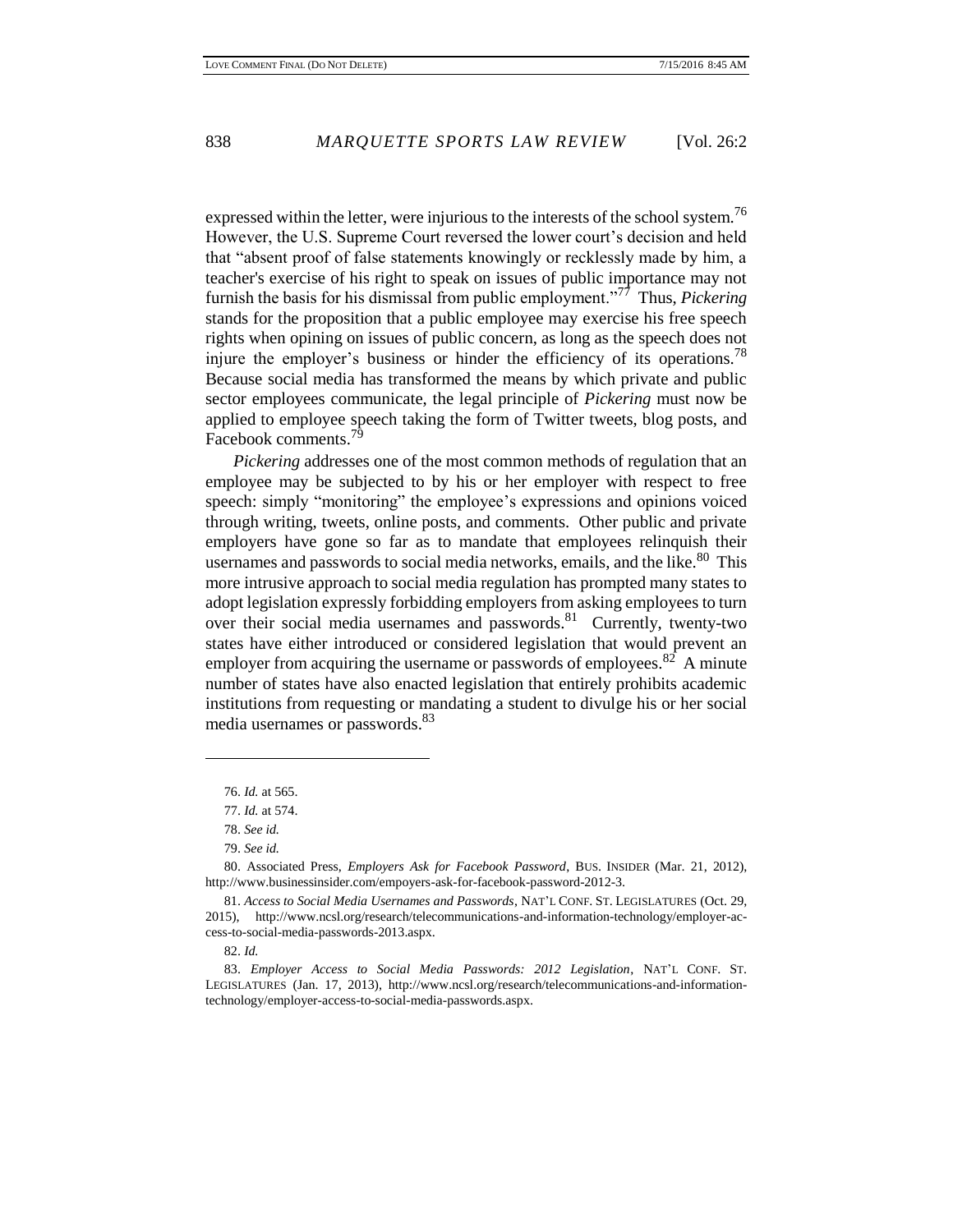expressed within the letter, were injurious to the interests of the school system.[76] However, the U.S. Supreme Court reversed the lower court's decision and held that "absent proof of false statements knowingly or recklessly made by him, a teacher's exercise of his right to speak on issues of public importance may not furnish the basis for his dismissal from public employment."[77] Thus, *Pickering* stands for the proposition that a public employee may exercise his free speech rights when opining on issues of public concern, as long as the speech does not injure the employer's business or hinder the efficiency of its operations.[78] Because social media has transformed the means by which private and public sector employees communicate, the legal principle of *Pickering* must now be applied to employee speech taking the form of Twitter tweets, blog posts, and Facebook comments.[79]

*Pickering* addresses one of the most common methods of regulation that an employee may be subjected to by his or her employer with respect to free speech: simply "monitoring" the employee's expressions and opinions voiced through writing, tweets, online posts, and comments. Other public and private employers have gone so far as to mandate that employees relinquish their usernames and passwords to social media networks, emails, and the like.[80] This more intrusive approach to social media regulation has prompted many states to adopt legislation expressly forbidding employers from asking employees to turn over their social media usernames and passwords.[81] Currently, twenty-two states have either introduced or considered legislation that would prevent an employer from acquiring the username or passwords of employees.[82] A minute number of states have also enacted legislation that entirely prohibits academic institutions from requesting or mandating a student to divulge his or her social media usernames or passwords.[83]

---

76. *Id.* at 565.

77. *Id.* at 574.

78. *See id.*

79. *See id.*

80. Associated Press, *Employers Ask for Facebook Password*, BUS. INSIDER (Mar. 21, 2012), http://www.businessinsider.com/empoyers-ask-for-facebook-password-2012-3.

81. *Access to Social Media Usernames and Passwords*, NAT'L CONF. ST. LEGISLATURES (Oct. 29, 2015), http://www.ncsl.org/research/telecommunications-and-information-technology/employer-access-to-social-media-passwords-2013.aspx.

82. *Id.*

83. *Employer Access to Social Media Passwords: 2012 Legislation*, NAT'L CONF. ST. LEGISLATURES (Jan. 17, 2013), http://www.ncsl.org/research/telecommunications-and-information-technology/employer-access-to-social-media-passwords.aspx.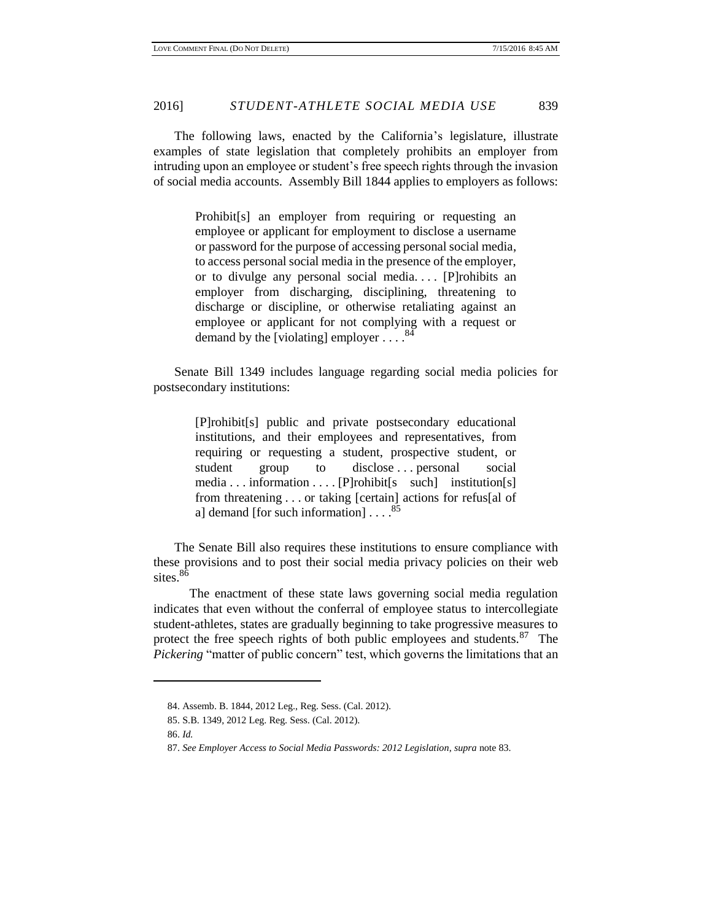The following laws, enacted by the California's legislature, illustrate examples of state legislation that completely prohibits an employer from intruding upon an employee or student's free speech rights through the invasion of social media accounts. Assembly Bill 1844 applies to employers as follows:

> Prohibit[s] an employer from requiring or requesting an employee or applicant for employment to disclose a username or password for the purpose of accessing personal social media, to access personal social media in the presence of the employer, or to divulge any personal social media. . . . [P]rohibits an employer from discharging, disciplining, threatening to discharge or discipline, or otherwise retaliating against an employee or applicant for not complying with a request or demand by the [violating] employer . . . .[84]

Senate Bill 1349 includes language regarding social media policies for postsecondary institutions:

> [P]rohibit[s] public and private postsecondary educational institutions, and their employees and representatives, from requiring or requesting a student, prospective student, or student group to disclose . . . personal social media . . . information . . . . [P]rohibit[s such] institution[s] from threatening . . . or taking [certain] actions for refus[al of a] demand [for such information] . . . .[85]

The Senate Bill also requires these institutions to ensure compliance with these provisions and to post their social media privacy policies on their web sites.[86]

The enactment of these state laws governing social media regulation indicates that even without the conferral of employee status to intercollegiate student-athletes, states are gradually beginning to take progressive measures to protect the free speech rights of both public employees and students.[87] The *Pickering* "matter of public concern" test, which governs the limitations that an

---

84. Assemb. B. 1844, 2012 Leg., Reg. Sess. (Cal. 2012).

85. S.B. 1349, 2012 Leg. Reg. Sess. (Cal. 2012).

86. *Id.*

87. *See Employer Access to Social Media Passwords: 2012 Legislation*, *supra* note 83.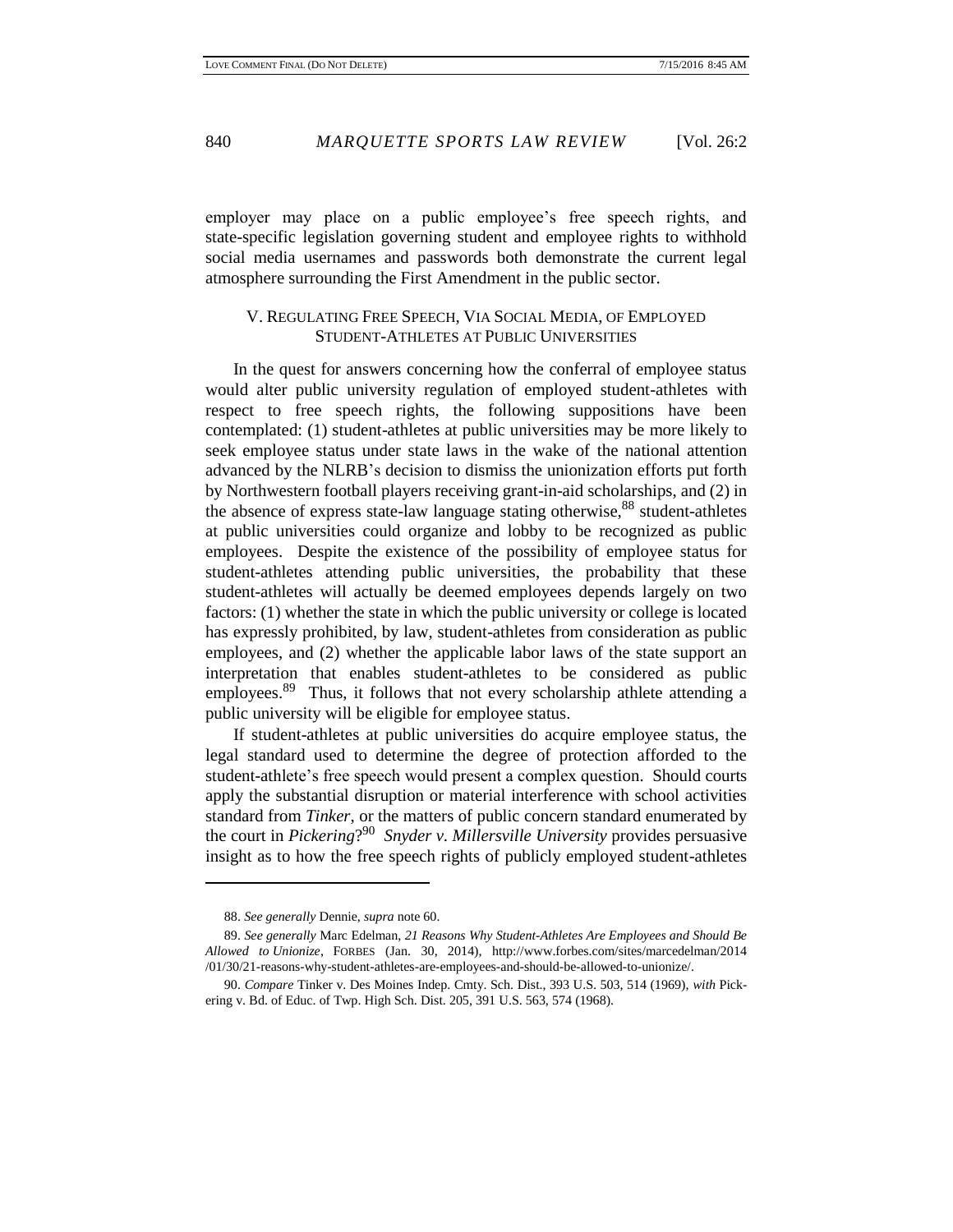employer may place on a public employee's free speech rights, and state-specific legislation governing student and employee rights to withhold social media usernames and passwords both demonstrate the current legal atmosphere surrounding the First Amendment in the public sector.

## V. REGULATING FREE SPEECH, VIA SOCIAL MEDIA, OF EMPLOYED STUDENT-ATHLETES AT PUBLIC UNIVERSITIES

In the quest for answers concerning how the conferral of employee status would alter public university regulation of employed student-athletes with respect to free speech rights, the following suppositions have been contemplated: (1) student-athletes at public universities may be more likely to seek employee status under state laws in the wake of the national attention advanced by the NLRB's decision to dismiss the unionization efforts put forth by Northwestern football players receiving grant-in-aid scholarships, and (2) in the absence of express state-law language stating otherwise,[88] student-athletes at public universities could organize and lobby to be recognized as public employees. Despite the existence of the possibility of employee status for student-athletes attending public universities, the probability that these student-athletes will actually be deemed employees depends largely on two factors: (1) whether the state in which the public university or college is located has expressly prohibited, by law, student-athletes from consideration as public employees, and (2) whether the applicable labor laws of the state support an interpretation that enables student-athletes to be considered as public employees.[89] Thus, it follows that not every scholarship athlete attending a public university will be eligible for employee status.

If student-athletes at public universities do acquire employee status, the legal standard used to determine the degree of protection afforded to the student-athlete's free speech would present a complex question. Should courts apply the substantial disruption or material interference with school activities standard from *Tinker*, or the matters of public concern standard enumerated by the court in *Pickering*?[90] *Snyder v. Millersville University* provides persuasive insight as to how the free speech rights of publicly employed student-athletes

---

88. *See generally* Dennie, *supra* note 60.

89. *See generally* Marc Edelman, *21 Reasons Why Student-Athletes Are Employees and Should Be Allowed to Unionize*, FORBES (Jan. 30, 2014), http://www.forbes.com/sites/marcedelman/2014/01/30/21-reasons-why-student-athletes-are-employees-and-should-be-allowed-to-unionize/.

90. *Compare* Tinker v. Des Moines Indep. Cmty. Sch. Dist., 393 U.S. 503, 514 (1969), *with* Pickering v. Bd. of Educ. of Twp. High Sch. Dist. 205, 391 U.S. 563, 574 (1968).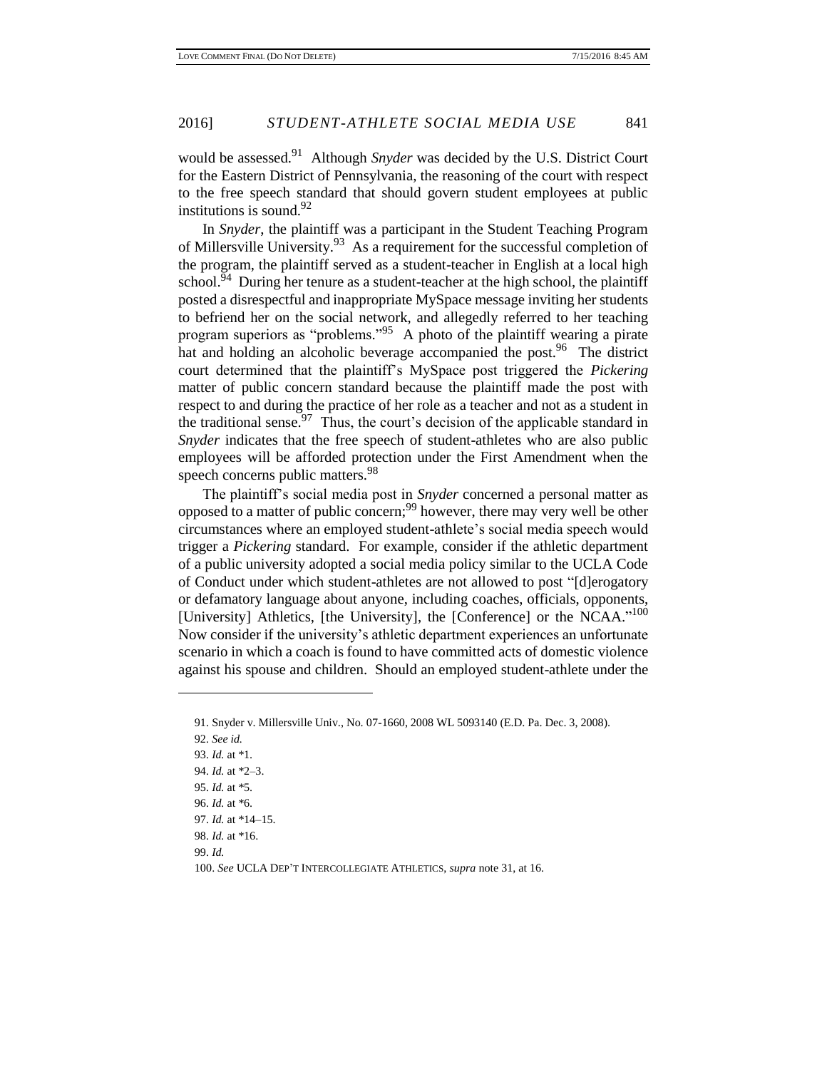would be assessed.[91] Although *Snyder* was decided by the U.S. District Court for the Eastern District of Pennsylvania, the reasoning of the court with respect to the free speech standard that should govern student employees at public institutions is sound.[92]

In *Snyder*, the plaintiff was a participant in the Student Teaching Program of Millersville University.[93] As a requirement for the successful completion of the program, the plaintiff served as a student-teacher in English at a local high school.[94] During her tenure as a student-teacher at the high school, the plaintiff posted a disrespectful and inappropriate MySpace message inviting her students to befriend her on the social network, and allegedly referred to her teaching program superiors as "problems."[95] A photo of the plaintiff wearing a pirate hat and holding an alcoholic beverage accompanied the post.[96] The district court determined that the plaintiff's MySpace post triggered the *Pickering* matter of public concern standard because the plaintiff made the post with respect to and during the practice of her role as a teacher and not as a student in the traditional sense.[97] Thus, the court's decision of the applicable standard in *Snyder* indicates that the free speech of student-athletes who are also public employees will be afforded protection under the First Amendment when the speech concerns public matters.[98]

The plaintiff's social media post in *Snyder* concerned a personal matter as opposed to a matter of public concern;[99] however, there may very well be other circumstances where an employed student-athlete's social media speech would trigger a *Pickering* standard. For example, consider if the athletic department of a public university adopted a social media policy similar to the UCLA Code of Conduct under which student-athletes are not allowed to post "[d]erogatory or defamatory language about anyone, including coaches, officials, opponents, [University] Athletics, [the University], the [Conference] or the NCAA."[100] Now consider if the university's athletic department experiences an unfortunate scenario in which a coach is found to have committed acts of domestic violence against his spouse and children. Should an employed student-athlete under the

---

91. Snyder v. Millersville Univ., No. 07-1660, 2008 WL 5093140 (E.D. Pa. Dec. 3, 2008).

92. *See id.*

93. *Id.* at *1.

94. *Id.* at *2–3.

95. *Id.* at *5.

96. *Id.* at *6.

97. *Id.* at *14–15.

98. *Id.* at *16.

99. *Id.*

100. *See* UCLA DEP'T INTERCOLLEGIATE ATHLETICS, *supra* note 31, at 16.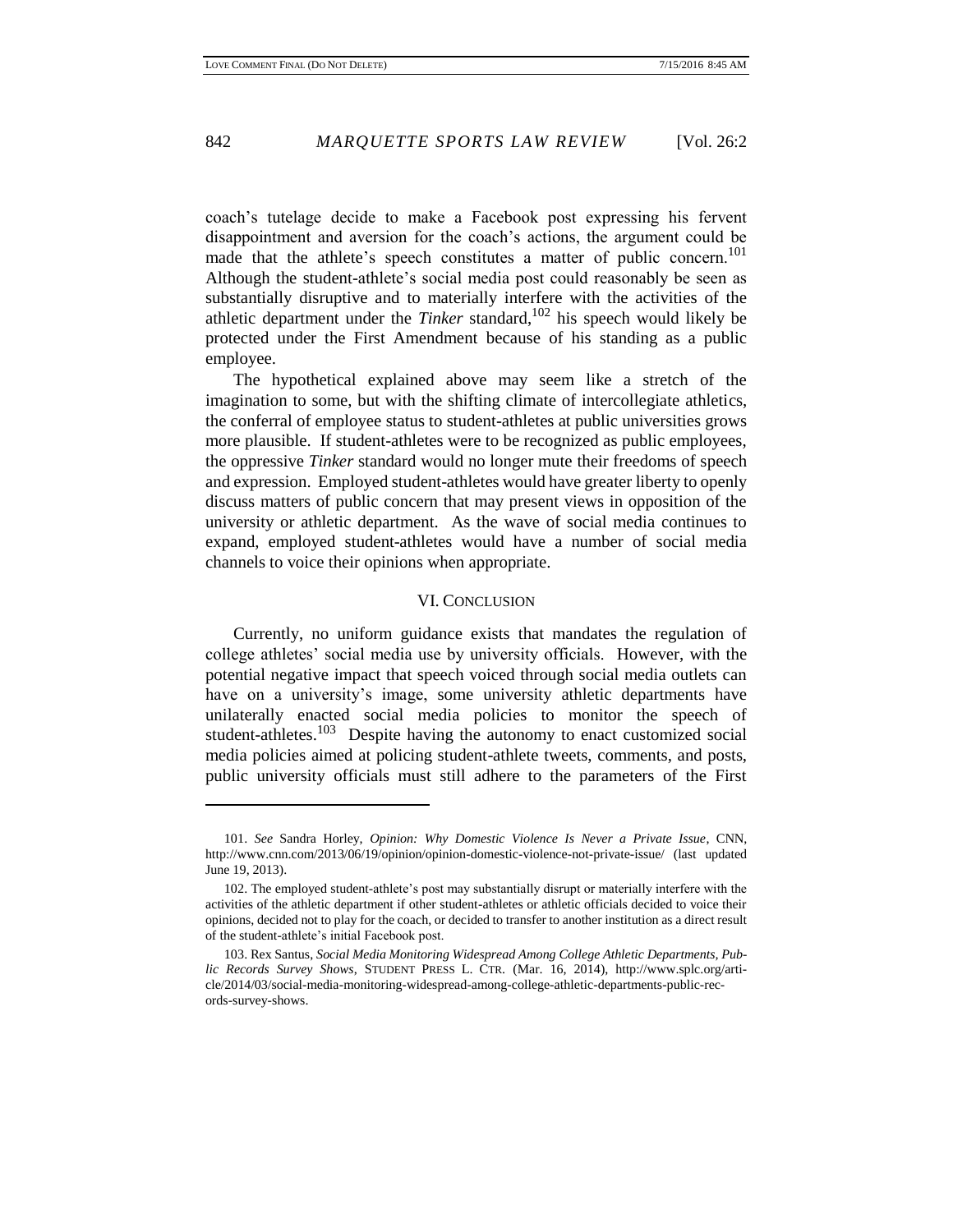coach's tutelage decide to make a Facebook post expressing his fervent disappointment and aversion for the coach's actions, the argument could be made that the athlete's speech constitutes a matter of public concern.[101] Although the student-athlete's social media post could reasonably be seen as substantially disruptive and to materially interfere with the activities of the athletic department under the *Tinker* standard,[102] his speech would likely be protected under the First Amendment because of his standing as a public employee.

The hypothetical explained above may seem like a stretch of the imagination to some, but with the shifting climate of intercollegiate athletics, the conferral of employee status to student-athletes at public universities grows more plausible. If student-athletes were to be recognized as public employees, the oppressive *Tinker* standard would no longer mute their freedoms of speech and expression. Employed student-athletes would have greater liberty to openly discuss matters of public concern that may present views in opposition of the university or athletic department. As the wave of social media continues to expand, employed student-athletes would have a number of social media channels to voice their opinions when appropriate.

## VI. Conclusion

Currently, no uniform guidance exists that mandates the regulation of college athletes' social media use by university officials. However, with the potential negative impact that speech voiced through social media outlets can have on a university's image, some university athletic departments have unilaterally enacted social media policies to monitor the speech of student-athletes.[103] Despite having the autonomy to enact customized social media policies aimed at policing student-athlete tweets, comments, and posts, public university officials must still adhere to the parameters of the First

---

101. *See* Sandra Horley, *Opinion: Why Domestic Violence Is Never a Private Issue*, CNN, http://www.cnn.com/2013/06/19/opinion/opinion-domestic-violence-not-private-issue/ (last updated June 19, 2013).

102. The employed student-athlete's post may substantially disrupt or materially interfere with the activities of the athletic department if other student-athletes or athletic officials decided to voice their opinions, decided not to play for the coach, or decided to transfer to another institution as a direct result of the student-athlete's initial Facebook post.

103. Rex Santus, *Social Media Monitoring Widespread Among College Athletic Departments, Public Records Survey Shows*, STUDENT PRESS L. CTR. (Mar. 16, 2014), http://www.splc.org/article/2014/03/social-media-monitoring-widespread-among-college-athletic-departments-public-records-survey-shows.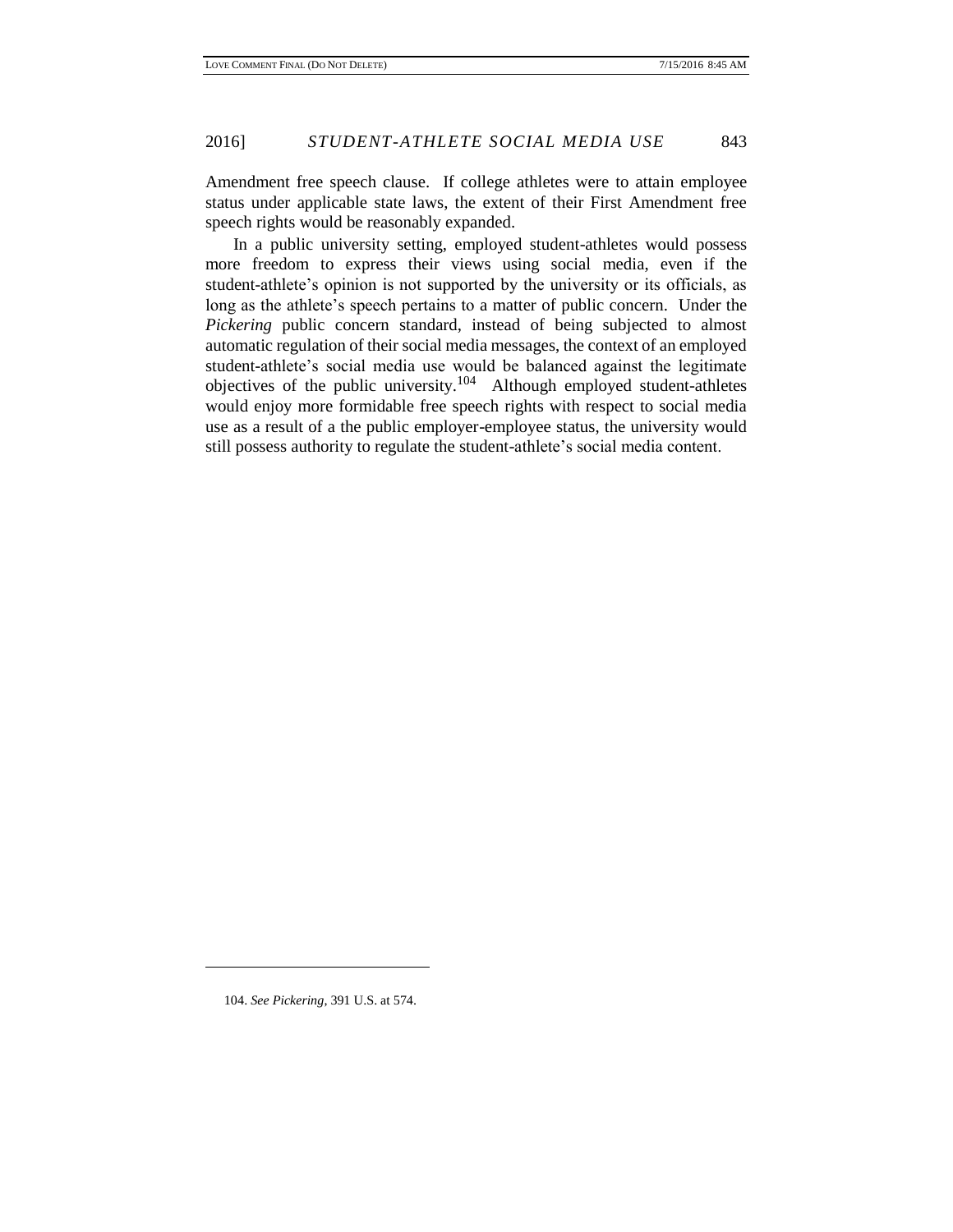Amendment free speech clause. If college athletes were to attain employee status under applicable state laws, the extent of their First Amendment free speech rights would be reasonably expanded.

In a public university setting, employed student-athletes would possess more freedom to express their views using social media, even if the student-athlete's opinion is not supported by the university or its officials, as long as the athlete's speech pertains to a matter of public concern. Under the *Pickering* public concern standard, instead of being subjected to almost automatic regulation of their social media messages, the context of an employed student-athlete's social media use would be balanced against the legitimate objectives of the public university.[104] Although employed student-athletes would enjoy more formidable free speech rights with respect to social media use as a result of a the public employer-employee status, the university would still possess authority to regulate the student-athlete's social media content.

---

104. *See Pickering*, 391 U.S. at 574.